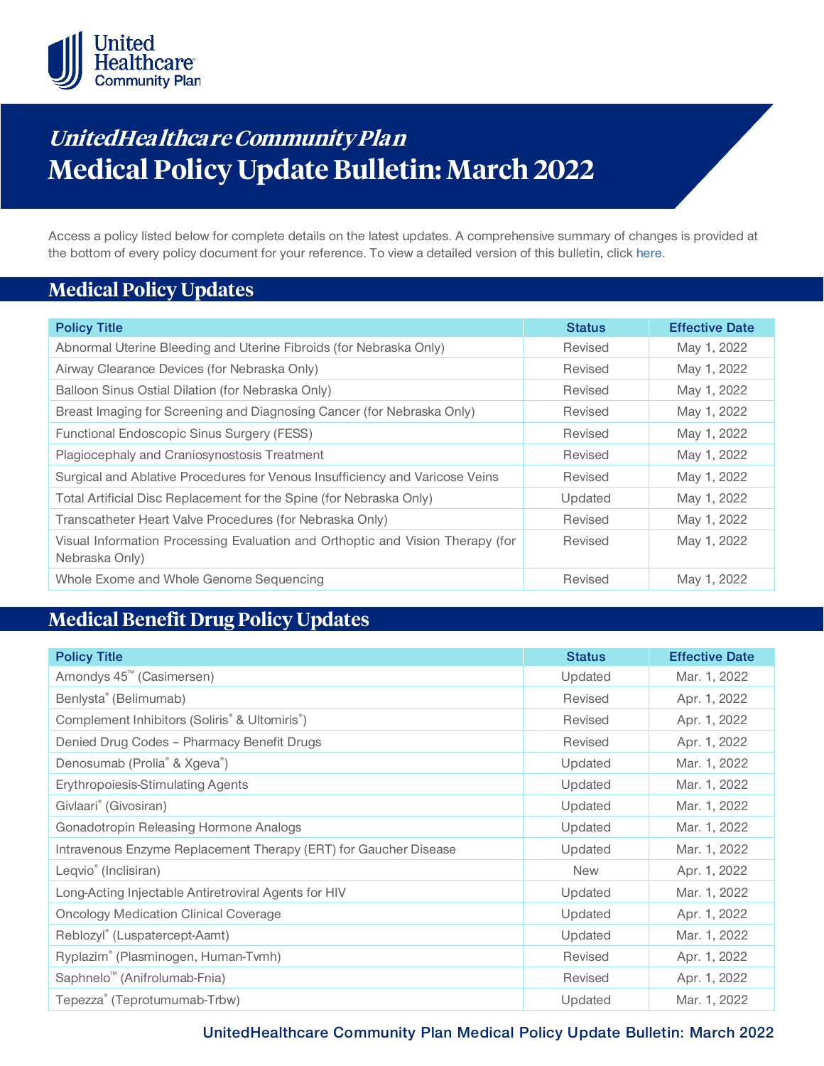*UnitedHealthcare Community Plan*

# Medical Policy Update Bulletin: March 2022

Access a policy listed below for complete details on the latest updates. A comprehensive summary of changes is provided at the bottom of every policy document for your reference. To view a detailed version of this bulletin, click here.

## Medical Policy Updates

| Policy Title | Status | Effective Date |
|---|---|---|
| Abnormal Uterine Bleeding and Uterine Fibroids (for Nebraska Only) | Revised | May 1, 2022 |
| Airway Clearance Devices (for Nebraska Only) | Revised | May 1, 2022 |
| Balloon Sinus Ostial Dilation (for Nebraska Only) | Revised | May 1, 2022 |
| Breast Imaging for Screening and Diagnosing Cancer (for Nebraska Only) | Revised | May 1, 2022 |
| Functional Endoscopic Sinus Surgery (FESS) | Revised | May 1, 2022 |
| Plagiocephaly and Craniosynostosis Treatment | Revised | May 1, 2022 |
| Surgical and Ablative Procedures for Venous Insufficiency and Varicose Veins | Revised | May 1, 2022 |
| Total Artificial Disc Replacement for the Spine (for Nebraska Only) | Updated | May 1, 2022 |
| Transcatheter Heart Valve Procedures (for Nebraska Only) | Revised | May 1, 2022 |
| Visual Information Processing Evaluation and Orthoptic and Vision Therapy (for Nebraska Only) | Revised | May 1, 2022 |
| Whole Exome and Whole Genome Sequencing | Revised | May 1, 2022 |

## Medical Benefit Drug Policy Updates

| Policy Title | Status | Effective Date |
|---|---|---|
| Amondys 45™ (Casimersen) | Updated | Mar. 1, 2022 |
| Benlysta® (Belimumab) | Revised | Apr. 1, 2022 |
| Complement Inhibitors (Soliris® & Ultomiris®) | Revised | Apr. 1, 2022 |
| Denied Drug Codes – Pharmacy Benefit Drugs | Revised | Apr. 1, 2022 |
| Denosumab (Prolia® & Xgeva®) | Updated | Mar. 1, 2022 |
| Erythropoiesis-Stimulating Agents | Updated | Mar. 1, 2022 |
| Givlaari® (Givosiran) | Updated | Mar. 1, 2022 |
| Gonadotropin Releasing Hormone Analogs | Updated | Mar. 1, 2022 |
| Intravenous Enzyme Replacement Therapy (ERT) for Gaucher Disease | Updated | Mar. 1, 2022 |
| Leqvio® (Inclisiran) | New | Apr. 1, 2022 |
| Long-Acting Injectable Antiretroviral Agents for HIV | Updated | Mar. 1, 2022 |
| Oncology Medication Clinical Coverage | Updated | Apr. 1, 2022 |
| Reblozyl® (Luspatercept-Aamt) | Updated | Mar. 1, 2022 |
| Ryplazim® (Plasminogen, Human-Tvmh) | Revised | Apr. 1, 2022 |
| Saphnelo™ (Anifrolumab-Fnia) | Revised | Apr. 1, 2022 |
| Tepezza® (Teprotumumab-Trbw) | Updated | Mar. 1, 2022 |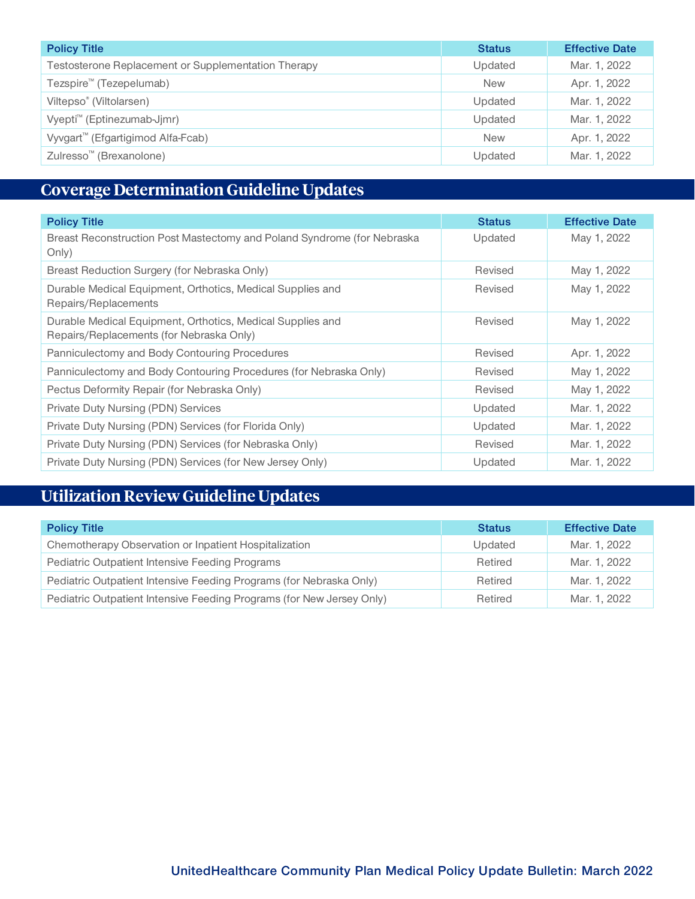| Policy Title | Status | Effective Date |
| --- | --- | --- |
| Testosterone Replacement or Supplementation Therapy | Updated | Mar. 1, 2022 |
| Tezspire™ (Tezepelumab) | New | Apr. 1, 2022 |
| Viltepso® (Viltolarsen) | Updated | Mar. 1, 2022 |
| Vyepti™ (Eptinezumab-Jjmr) | Updated | Mar. 1, 2022 |
| Vyvgart™ (Efgartigimod Alfa-Fcab) | New | Apr. 1, 2022 |
| Zulresso™ (Brexanolone) | Updated | Mar. 1, 2022 |

## Coverage Determination Guideline Updates

| Policy Title | Status | Effective Date |
| --- | --- | --- |
| Breast Reconstruction Post Mastectomy and Poland Syndrome (for Nebraska Only) | Updated | May 1, 2022 |
| Breast Reduction Surgery (for Nebraska Only) | Revised | May 1, 2022 |
| Durable Medical Equipment, Orthotics, Medical Supplies and Repairs/Replacements | Revised | May 1, 2022 |
| Durable Medical Equipment, Orthotics, Medical Supplies and Repairs/Replacements (for Nebraska Only) | Revised | May 1, 2022 |
| Panniculectomy and Body Contouring Procedures | Revised | Apr. 1, 2022 |
| Panniculectomy and Body Contouring Procedures (for Nebraska Only) | Revised | May 1, 2022 |
| Pectus Deformity Repair (for Nebraska Only) | Revised | May 1, 2022 |
| Private Duty Nursing (PDN) Services | Updated | Mar. 1, 2022 |
| Private Duty Nursing (PDN) Services (for Florida Only) | Updated | Mar. 1, 2022 |
| Private Duty Nursing (PDN) Services (for Nebraska Only) | Revised | Mar. 1, 2022 |
| Private Duty Nursing (PDN) Services (for New Jersey Only) | Updated | Mar. 1, 2022 |

## Utilization Review Guideline Updates

| Policy Title | Status | Effective Date |
| --- | --- | --- |
| Chemotherapy Observation or Inpatient Hospitalization | Updated | Mar. 1, 2022 |
| Pediatric Outpatient Intensive Feeding Programs | Retired | Mar. 1, 2022 |
| Pediatric Outpatient Intensive Feeding Programs (for Nebraska Only) | Retired | Mar. 1, 2022 |
| Pediatric Outpatient Intensive Feeding Programs (for New Jersey Only) | Retired | Mar. 1, 2022 |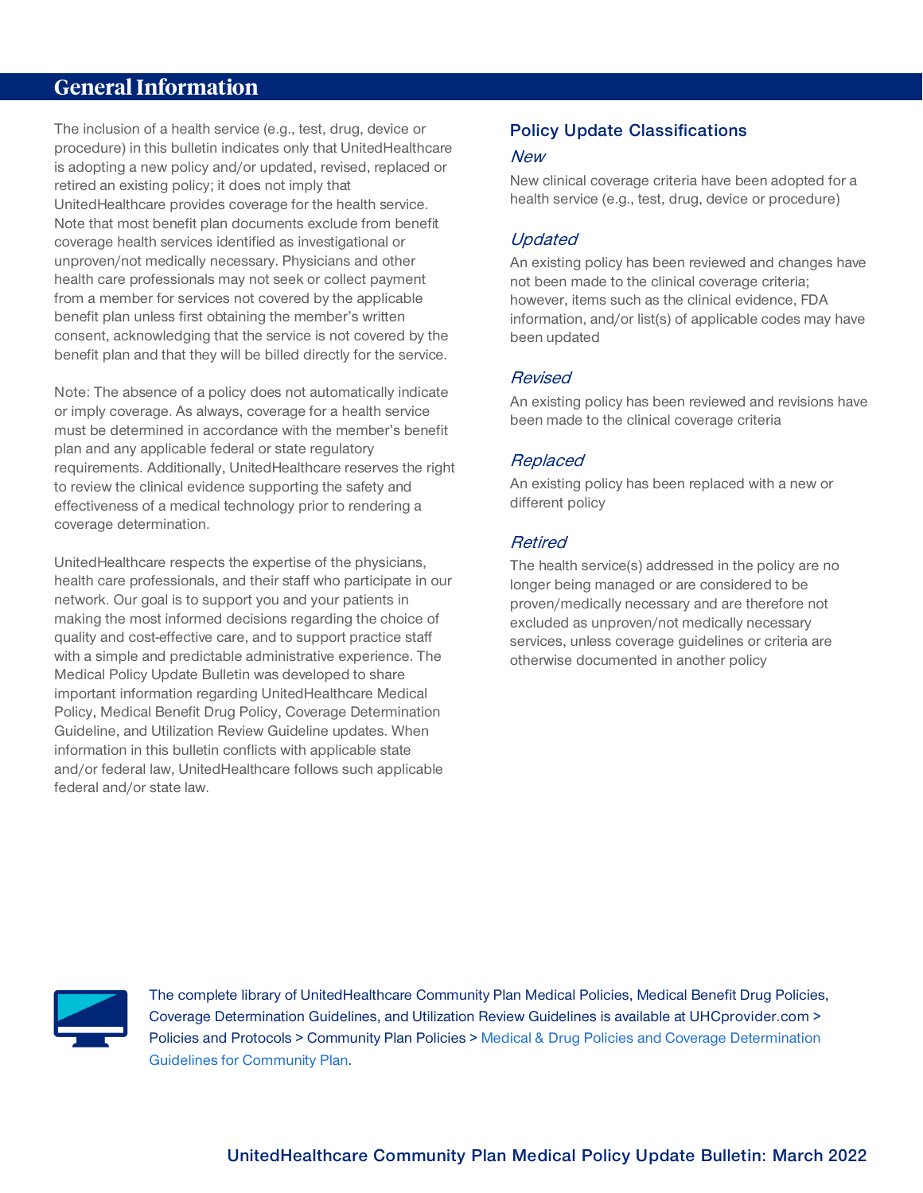## General Information

The inclusion of a health service (e.g., test, drug, device or procedure) in this bulletin indicates only that UnitedHealthcare is adopting a new policy and/or updated, revised, replaced or retired an existing policy; it does not imply that UnitedHealthcare provides coverage for the health service. Note that most benefit plan documents exclude from benefit coverage health services identified as investigational or unproven/not medically necessary. Physicians and other health care professionals may not seek or collect payment from a member for services not covered by the applicable benefit plan unless first obtaining the member's written consent, acknowledging that the service is not covered by the benefit plan and that they will be billed directly for the service.

Note: The absence of a policy does not automatically indicate or imply coverage. As always, coverage for a health service must be determined in accordance with the member's benefit plan and any applicable federal or state regulatory requirements. Additionally, UnitedHealthcare reserves the right to review the clinical evidence supporting the safety and effectiveness of a medical technology prior to rendering a coverage determination.

UnitedHealthcare respects the expertise of the physicians, health care professionals, and their staff who participate in our network. Our goal is to support you and your patients in making the most informed decisions regarding the choice of quality and cost-effective care, and to support practice staff with a simple and predictable administrative experience. The Medical Policy Update Bulletin was developed to share important information regarding UnitedHealthcare Medical Policy, Medical Benefit Drug Policy, Coverage Determination Guideline, and Utilization Review Guideline updates. When information in this bulletin conflicts with applicable state and/or federal law, UnitedHealthcare follows such applicable federal and/or state law.

### Policy Update Classifications

*New*

New clinical coverage criteria have been adopted for a health service (e.g., test, drug, device or procedure)

*Updated*

An existing policy has been reviewed and changes have not been made to the clinical coverage criteria; however, items such as the clinical evidence, FDA information, and/or list(s) of applicable codes may have been updated

*Revised*

An existing policy has been reviewed and revisions have been made to the clinical coverage criteria

*Replaced*

An existing policy has been replaced with a new or different policy

*Retired*

The health service(s) addressed in the policy are no longer being managed or are considered to be proven/medically necessary and are therefore not excluded as unproven/not medically necessary services, unless coverage guidelines or criteria are otherwise documented in another policy

The complete library of UnitedHealthcare Community Plan Medical Policies, Medical Benefit Drug Policies, Coverage Determination Guidelines, and Utilization Review Guidelines is available at UHCprovider.com > Policies and Protocols > Community Plan Policies > Medical & Drug Policies and Coverage Determination Guidelines for Community Plan.